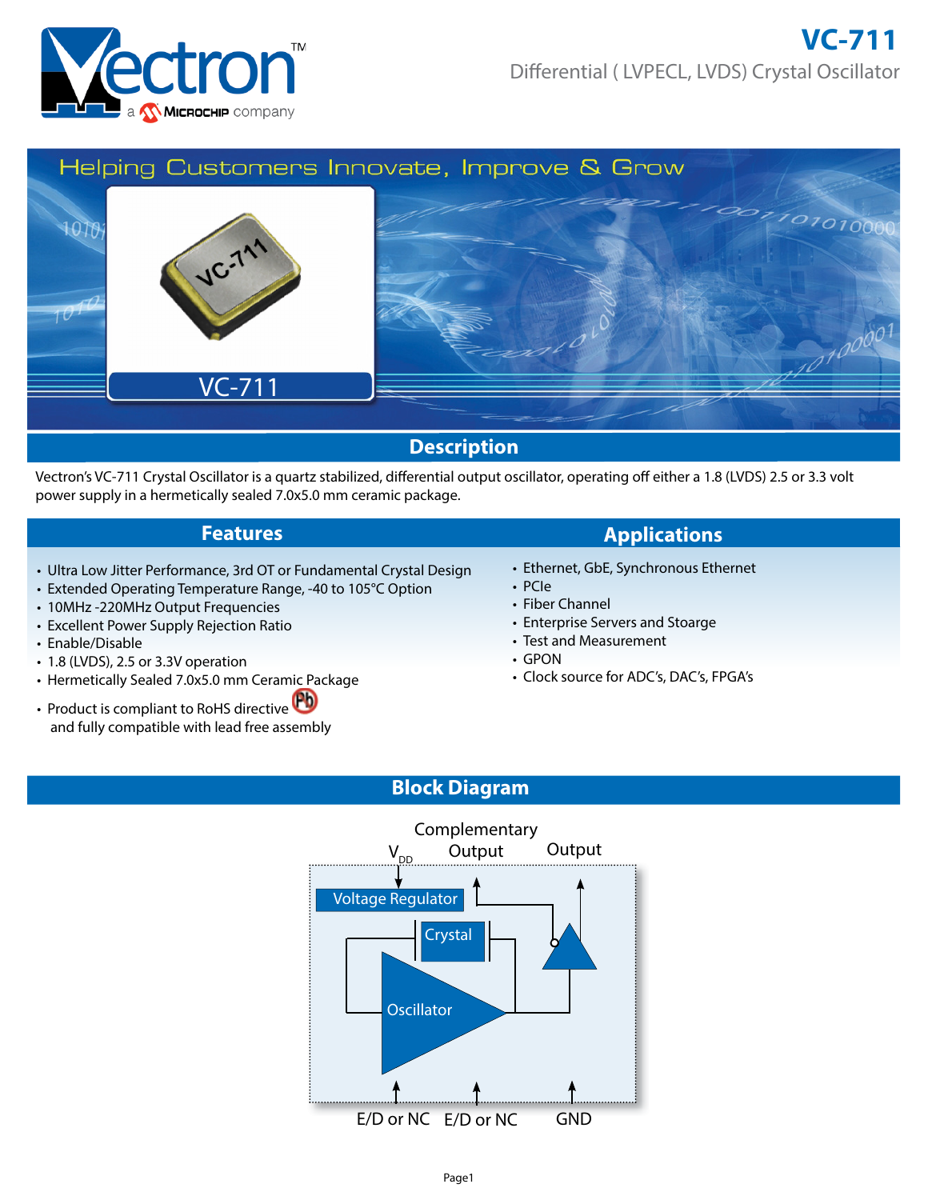# VC-711

Differential ( LVPECL, LVDS) Crystal Oscillator

Helping Customers Innovate, Improve & Grow

VC-711

## Description

Vectron's VC-711 Crystal Oscillator is a quartz stabilized, differential output oscillator, operating off either a 1.8 (LVDS) 2.5 or 3.3 volt power supply in a hermetically sealed 7.0x5.0 mm ceramic package.

## Features

- Ultra Low Jitter Performance, 3rd OT or Fundamental Crystal Design
- Extended Operating Temperature Range, -40 to 105°C Option
- 10MHz -220MHz Output Frequencies
- Excellent Power Supply Rejection Ratio
- Enable/Disable
- 1.8 (LVDS), 2.5 or 3.3V operation
- Hermetically Sealed 7.0x5.0 mm Ceramic Package
- Product is compliant to RoHS directive and fully compatible with lead free assembly

## Applications

- Ethernet, GbE, Synchronous Ethernet
- PCIe
- Fiber Channel
- Enterprise Servers and Stoarge
- Test and Measurement
- GPON
- Clock source for ADC's, DAC's, FPGA's

## Block Diagram

$V_{DD}$ — Complementary Output — Output

Voltage Regulator — Crystal — Oscillator

E/D or NC — E/D or NC — GND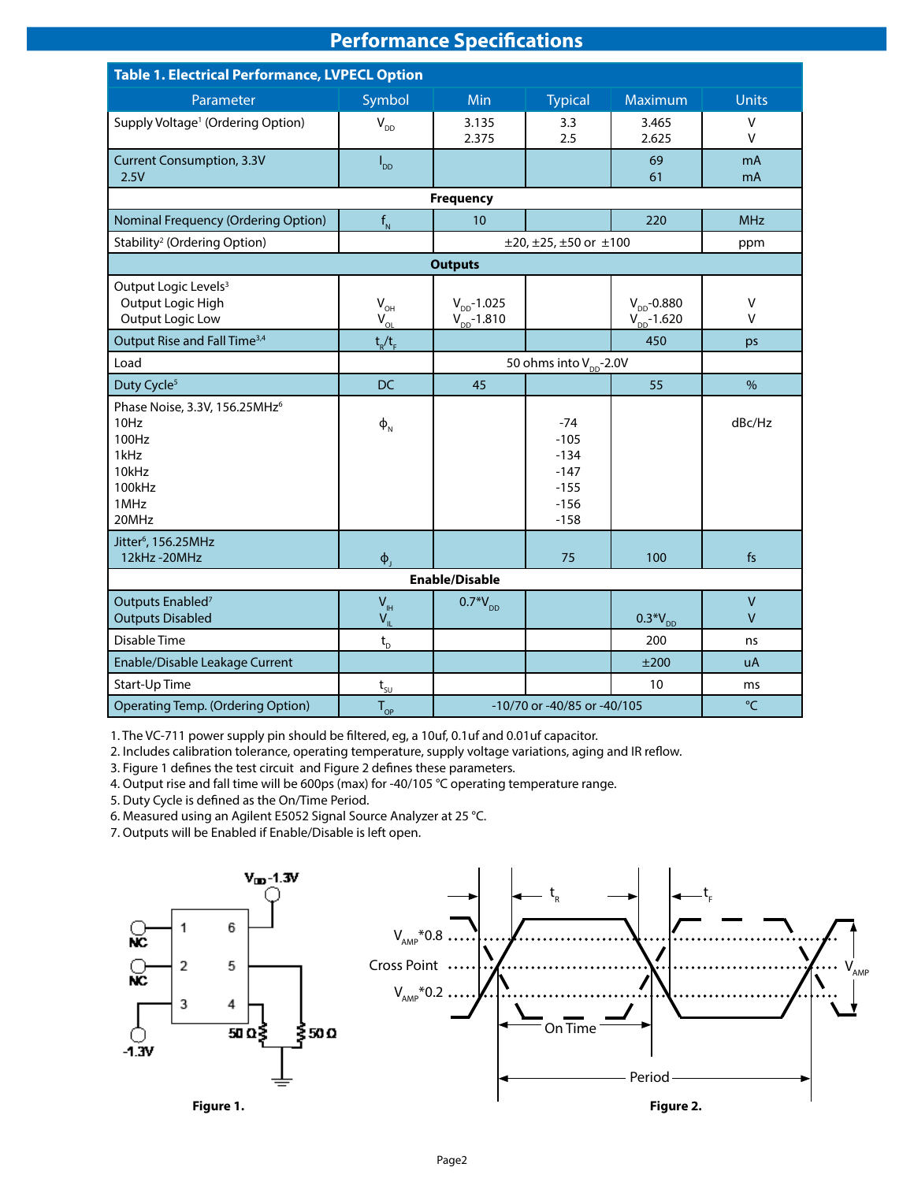## Performance Specifications

**Table 1. Electrical Performance, LVPECL Option**

| Parameter | Symbol | Min | Typical | Maximum | Units |
|---|---|---|---|---|---|
| Supply Voltage[1] (Ordering Option) | $V_{DD}$ | 3.135<br>2.375 | 3.3<br>2.5 | 3.465<br>2.625 | V<br>V |
| Current Consumption, 3.3V<br>2.5V | $I_{DD}$ | | | 69<br>61 | mA<br>mA |
| **Frequency** | | | | | |
| Nominal Frequency (Ordering Option) | $f_N$ | 10 | | 220 | MHz |
| Stability[2] (Ordering Option) | | ±20, ±25, ±50 or ±100 | | | ppm |
| **Outputs** | | | | | |
| Output Logic Levels[3]<br>Output Logic High<br>Output Logic Low | <br>$V_{OH}$<br>$V_{OL}$ | <br>$V_{DD}$-1.025<br>$V_{DD}$-1.810 | | <br>$V_{DD}$-0.880<br>$V_{DD}$-1.620 | <br>V<br>V |
| Output Rise and Fall Time[3,4] | $t_R/t_F$ | | | 450 | ps |
| Load | | 50 ohms into $V_{DD}$-2.0V | | | |
| Duty Cycle[5] | DC | 45 | | 55 | % |
| Phase Noise, 3.3V, 156.25MHz[6]<br>10Hz<br>100Hz<br>1kHz<br>10kHz<br>100kHz<br>1MHz<br>20MHz | $\phi_N$ | | <br>-74<br>-105<br>-134<br>-147<br>-155<br>-156<br>-158 | | dBc/Hz |
| Jitter[6], 156.25MHz<br>12kHz -20MHz | $\phi_J$ | | 75 | 100 | fs |
| **Enable/Disable** | | | | | |
| Outputs Enabled[7]<br>Outputs Disabled | $V_{IH}$<br>$V_{IL}$ | 0.7*$V_{DD}$ | | <br>0.3*$V_{DD}$ | V<br>V |
| Disable Time | $t_D$ | | | 200 | ns |
| Enable/Disable Leakage Current | | | | ±200 | uA |
| Start-Up Time | $t_{SU}$ | | | 10 | ms |
| Operating Temp. (Ordering Option) | $T_{OP}$ | -10/70 or -40/85 or -40/105 | | | °C |

1. The VC-711 power supply pin should be filtered, eg, a 10uf, 0.1uf and 0.01uf capacitor.
2. Includes calibration tolerance, operating temperature, supply voltage variations, aging and IR reflow.
3. Figure 1 defines the test circuit and Figure 2 defines these parameters.
4. Output rise and fall time will be 600ps (max) for -40/105 °C operating temperature range.
5. Duty Cycle is defined as the On/Time Period.
6. Measured using an Agilent E5052 Signal Source Analyzer at 25 °C.
7. Outputs will be Enabled if Enable/Disable is left open.

**Figure 1.**

**Figure 2.**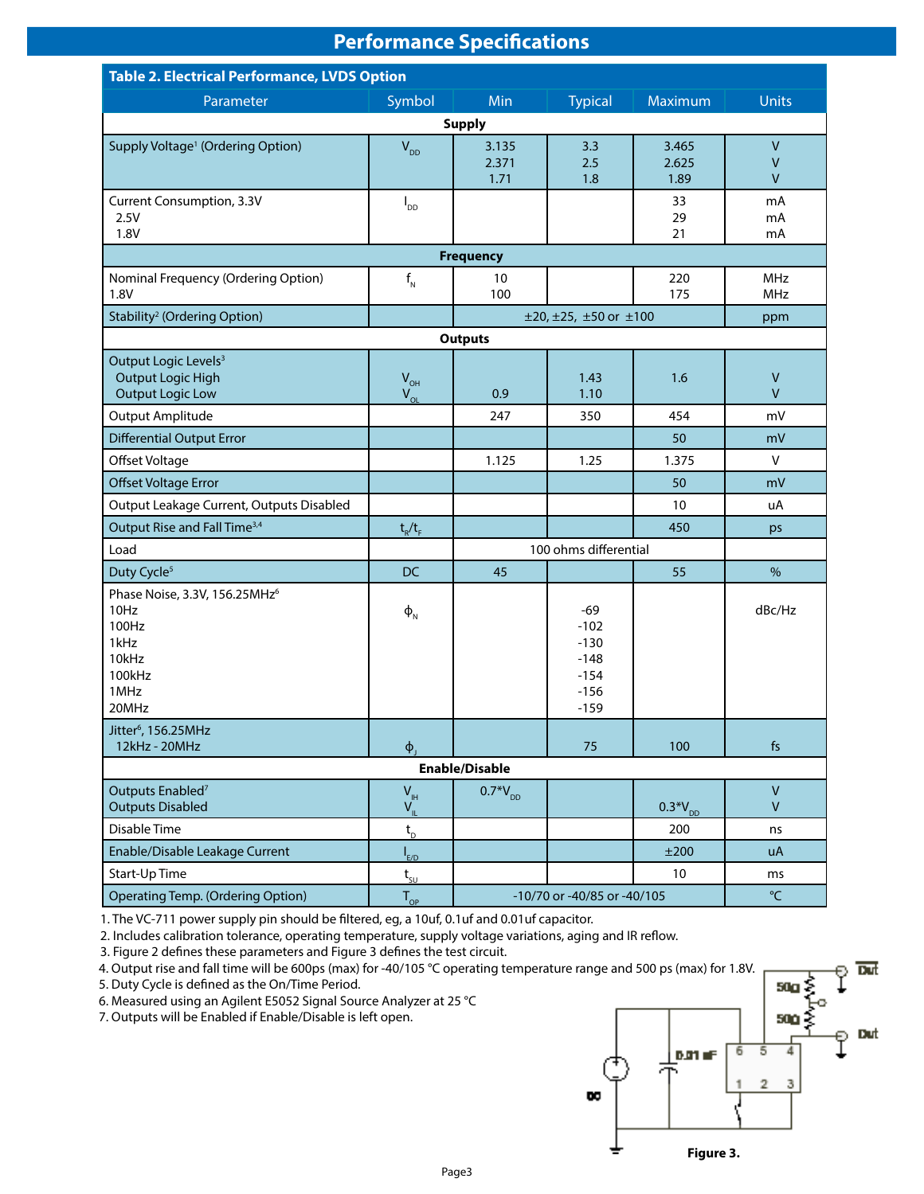# Performance Specifications

| Table 2. Electrical Performance, LVDS Option | | | | | |
|---|---|---|---|---|---|
| Parameter | Symbol | Min | Typical | Maximum | Units |
| **Supply** | | | | | |
| Supply Voltage[1] (Ordering Option) | $V_{DD}$ | 3.135<br>2.371<br>1.71 | 3.3<br>2.5<br>1.8 | 3.465<br>2.625<br>1.89 | V<br>V<br>V |
| Current Consumption, 3.3V<br>2.5V<br>1.8V | $I_{DD}$ | | | 33<br>29<br>21 | mA<br>mA<br>mA |
| **Frequency** | | | | | |
| Nominal Frequency (Ordering Option)<br>1.8V | $f_N$ | 10<br>100 | | 220<br>175 | MHz<br>MHz |
| Stability[2] (Ordering Option) | | ±20, ±25, ±50 or ±100 | | | ppm |
| **Outputs** | | | | | |
| Output Logic Levels[3]<br>Output Logic High<br>Output Logic Low | <br>$V_{OH}$<br>$V_{OL}$ | <br><br>0.9 | <br>1.43<br>1.10 | <br>1.6 | <br>V<br>V |
| Output Amplitude | | 247 | 350 | 454 | mV |
| Differential Output Error | | | | 50 | mV |
| Offset Voltage | | 1.125 | 1.25 | 1.375 | V |
| Offset Voltage Error | | | | 50 | mV |
| Output Leakage Current, Outputs Disabled | | | | 10 | uA |
| Output Rise and Fall Time[3,4] | $t_R/t_F$ | | | 450 | ps |
| Load | | 100 ohms differential | | | |
| Duty Cycle[5] | DC | 45 | | 55 | % |
| Phase Noise, 3.3V, 156.25MHz[6]<br>10Hz<br>100Hz<br>1kHz<br>10kHz<br>100kHz<br>1MHz<br>20MHz | $\phi_N$ | | <br>-69<br>-102<br>-130<br>-148<br>-154<br>-156<br>-159 | | dBc/Hz |
| Jitter[6], 156.25MHz<br>12kHz - 20MHz | $\phi_J$ | | 75 | 100 | fs |
| **Enable/Disable** | | | | | |
| Outputs Enabled[7]<br>Outputs Disabled | $V_{IH}$<br>$V_{IL}$ | 0.7*$V_{DD}$ | | <br>0.3*$V_{DD}$ | V<br>V |
| Disable Time | $t_D$ | | | 200 | ns |
| Enable/Disable Leakage Current | $I_{E/D}$ | | | ±200 | uA |
| Start-Up Time | $t_{SU}$ | | | 10 | ms |
| Operating Temp. (Ordering Option) | $T_{OP}$ | -10/70 or -40/85 or -40/105 | | | °C |

1. The VC-711 power supply pin should be filtered, eg, a 10uf, 0.1uf and 0.01uf capacitor.
2. Includes calibration tolerance, operating temperature, supply voltage variations, aging and IR reflow.
3. Figure 2 defines these parameters and Figure 3 defines the test circuit.
4. Output rise and fall time will be 600ps (max) for -40/105 °C operating temperature range and 500 ps (max) for 1.8V.
5. Duty Cycle is defined as the On/Time Period.
6. Measured using an Agilent E5052 Signal Source Analyzer at 25 °C
7. Outputs will be Enabled if Enable/Disable is left open.

Figure 3.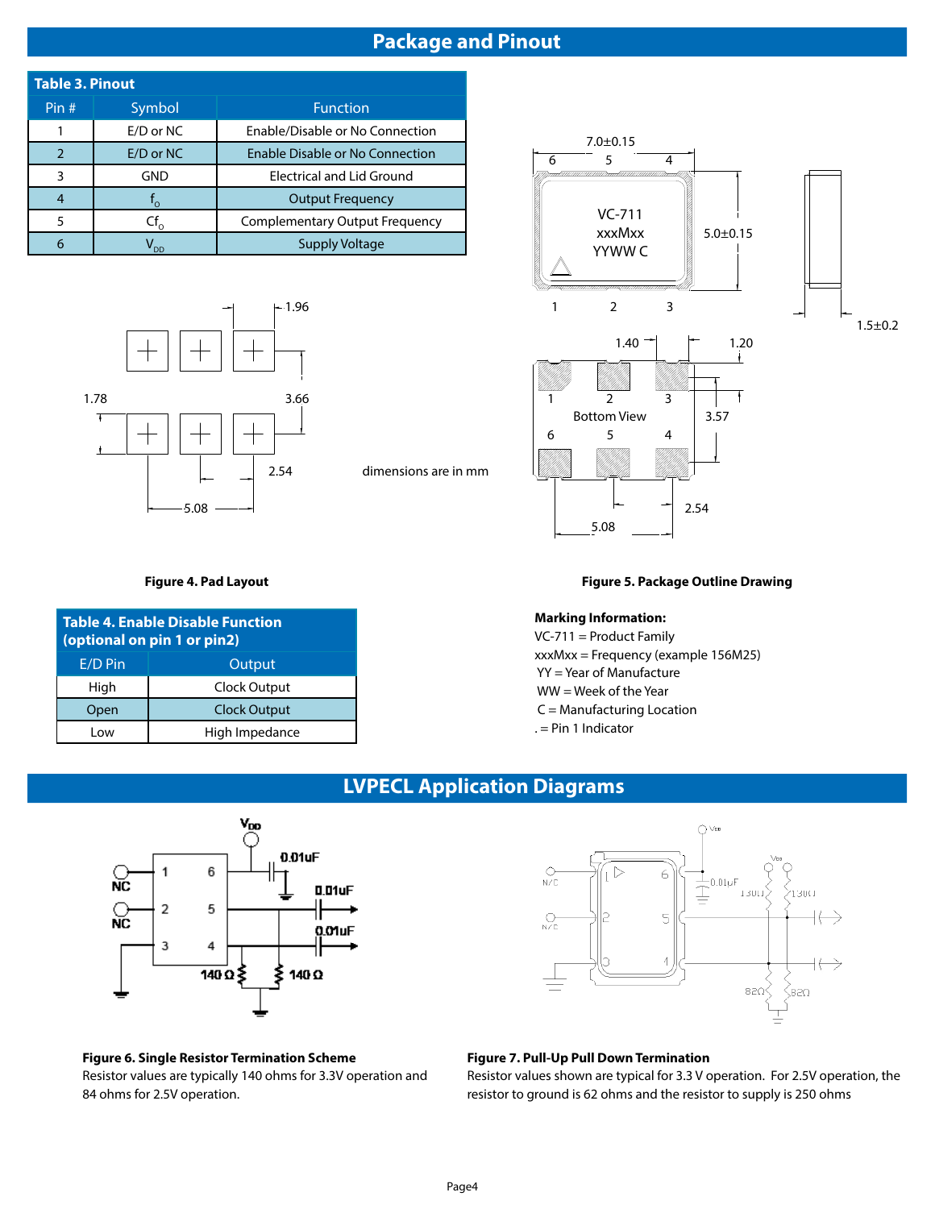# Package and Pinout

**Table 3. Pinout**

| Pin # | Symbol | Function |
|---|---|---|
| 1 | E/D or NC | Enable/Disable or No Connection |
| 2 | E/D or NC | Enable Disable or No Connection |
| 3 | GND | Electrical and Lid Ground |
| 4 | $f_O$ | Output Frequency |
| 5 | $Cf_O$ | Complementary Output Frequency |
| 6 | $V_{DD}$ | Supply Voltage |

dimensions are in mm

**Figure 4. Pad Layout**

**Figure 5. Package Outline Drawing**

**Table 4. Enable Disable Function (optional on pin 1 or pin2)**

| E/D Pin | Output |
|---|---|
| High | Clock Output |
| Open | Clock Output |
| Low | High Impedance |

**Marking Information:**

VC-711 = Product Family
xxxMxx = Frequency (example 156M25)
YY = Year of Manufacture
WW = Week of the Year
C = Manufacturing Location
. = Pin 1 Indicator

# LVPECL Application Diagrams

**Figure 6. Single Resistor Termination Scheme**
Resistor values are typically 140 ohms for 3.3V operation and 84 ohms for 2.5V operation.

**Figure 7. Pull-Up Pull Down Termination**
Resistor values shown are typical for 3.3 V operation. For 2.5V operation, the resistor to ground is 62 ohms and the resistor to supply is 250 ohms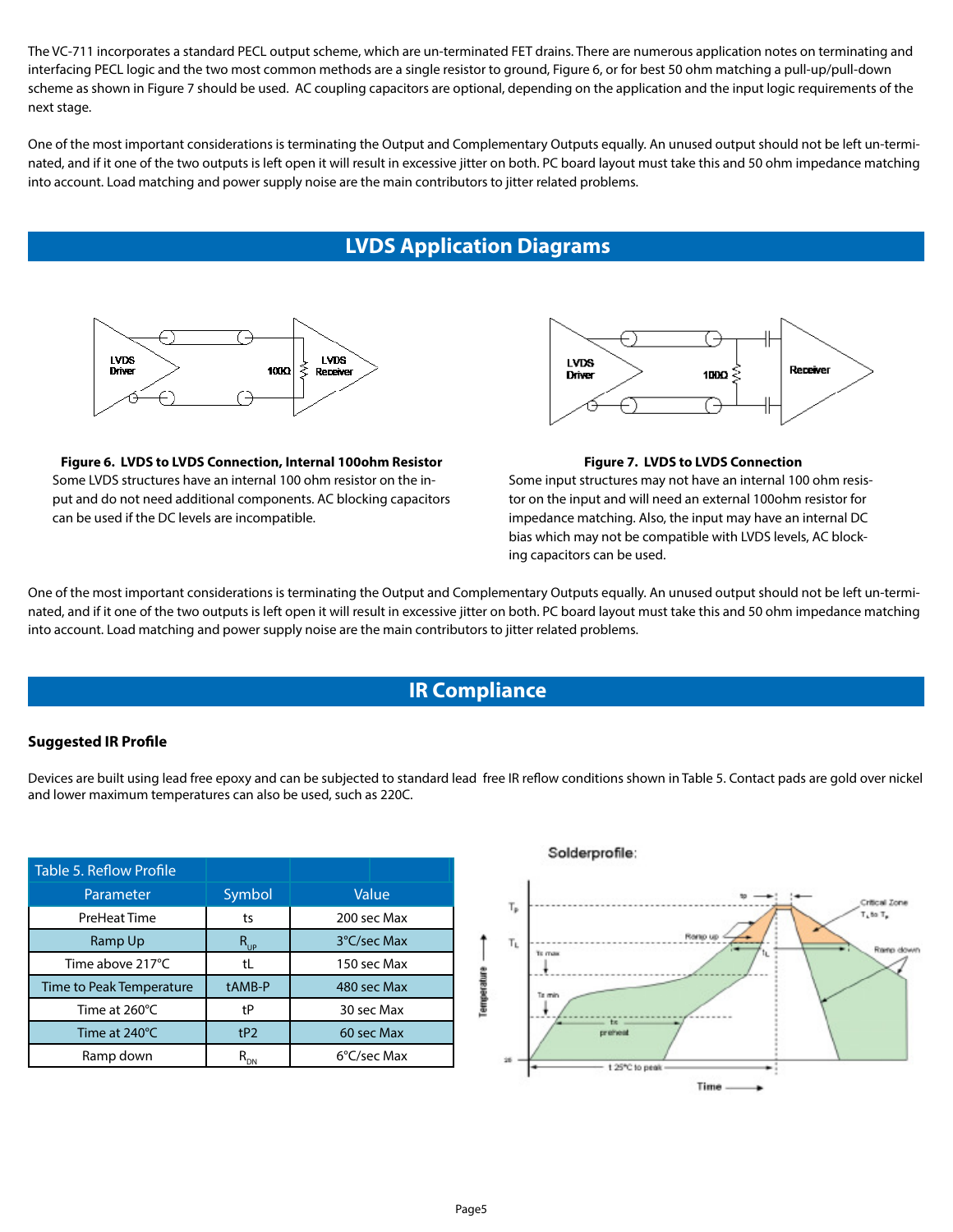The VC-711 incorporates a standard PECL output scheme, which are un-terminated FET drains. There are numerous application notes on terminating and interfacing PECL logic and the two most common methods are a single resistor to ground, Figure 6, or for best 50 ohm matching a pull-up/pull-down scheme as shown in Figure 7 should be used.  AC coupling capacitors are optional, depending on the application and the input logic requirements of the next stage.

One of the most important considerations is terminating the Output and Complementary Outputs equally. An unused output should not be left un-terminated, and if it one of the two outputs is left open it will result in excessive jitter on both. PC board layout must take this and 50 ohm impedance matching into account. Load matching and power supply noise are the main contributors to jitter related problems.

## LVDS Application Diagrams

**Figure 6. LVDS to LVDS Connection, Internal 100ohm Resistor**
Some LVDS structures have an internal 100 ohm resistor on the input and do not need additional components. AC blocking capacitors can be used if the DC levels are incompatible.

**Figure 7. LVDS to LVDS Connection**
Some input structures may not have an internal 100 ohm resistor on the input and will need an external 100ohm resistor for impedance matching. Also, the input may have an internal DC bias which may not be compatible with LVDS levels, AC blocking capacitors can be used.

One of the most important considerations is terminating the Output and Complementary Outputs equally. An unused output should not be left un-terminated, and if it one of the two outputs is left open it will result in excessive jitter on both. PC board layout must take this and 50 ohm impedance matching into account. Load matching and power supply noise are the main contributors to jitter related problems.

## IR Compliance

### Suggested IR Profile

Devices are built using lead free epoxy and can be subjected to standard lead  free IR reflow conditions shown in Table 5. Contact pads are gold over nickel and lower maximum temperatures can also be used, such as 220C.

| Table 5. Reflow Profile | | |
|---|---|---|
| Parameter | Symbol | Value |
| PreHeat Time | ts | 200 sec Max |
| Ramp Up | $R_{UP}$ | 3°C/sec Max |
| Time above 217°C | tL | 150 sec Max |
| Time to Peak Temperature | tAMB-P | 480 sec Max |
| Time at 260°C | tP | 30 sec Max |
| Time at 240°C | tP2 | 60 sec Max |
| Ramp down | $R_{DN}$ | 6°C/sec Max |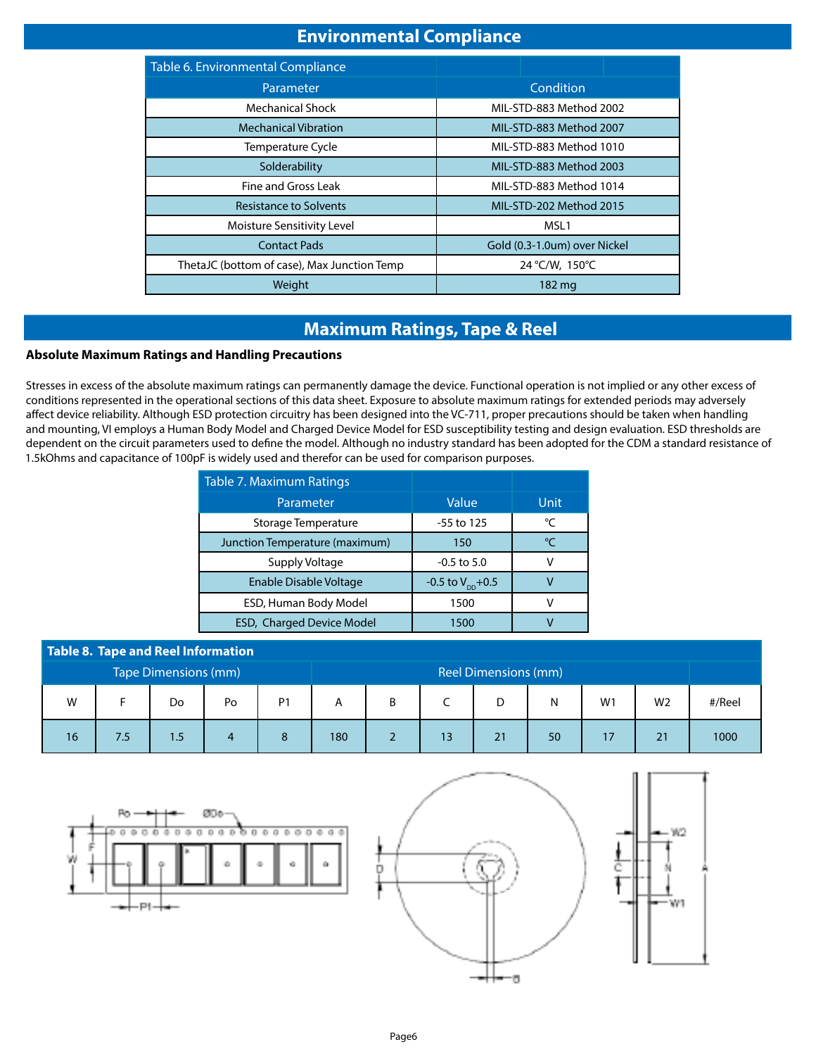# Environmental Compliance

| Table 6. Environmental Compliance | |
|---|---|
| Parameter | Condition |
| Mechanical Shock | MIL-STD-883 Method 2002 |
| Mechanical Vibration | MIL-STD-883 Method 2007 |
| Temperature Cycle | MIL-STD-883 Method 1010 |
| Solderability | MIL-STD-883 Method 2003 |
| Fine and Gross Leak | MIL-STD-883 Method 1014 |
| Resistance to Solvents | MIL-STD-202 Method 2015 |
| Moisture Sensitivity Level | MSL1 |
| Contact Pads | Gold (0.3-1.0um) over Nickel |
| ThetaJC (bottom of case), Max Junction Temp | 24 °C/W, 150°C |
| Weight | 182 mg |

# Maximum Ratings, Tape & Reel

**Absolute Maximum Ratings and Handling Precautions**

Stresses in excess of the absolute maximum ratings can permanently damage the device. Functional operation is not implied or any other excess of conditions represented in the operational sections of this data sheet. Exposure to absolute maximum ratings for extended periods may adversely affect device reliability. Although ESD protection circuitry has been designed into the VC-711, proper precautions should be taken when handling and mounting, VI employs a Human Body Model and Charged Device Model for ESD susceptibility testing and design evaluation. ESD thresholds are dependent on the circuit parameters used to define the model. Although no industry standard has been adopted for the CDM a standard resistance of 1.5kOhms and capacitance of 100pF is widely used and therefor can be used for comparison purposes.

| Table 7. Maximum Ratings | | |
|---|---|---|
| Parameter | Value | Unit |
| Storage Temperature | -55 to 125 | °C |
| Junction Temperature (maximum) | 150 | °C |
| Supply Voltage | -0.5 to 5.0 | V |
| Enable Disable Voltage | -0.5 to $V_{DD}$+0.5 | V |
| ESD, Human Body Model | 1500 | V |
| ESD, Charged Device Model | 1500 | V |

| Table 8. Tape and Reel Information | | | | | | | | | | | | |
|---|---|---|---|---|---|---|---|---|---|---|---|---|
| Tape Dimensions (mm) | | | | | Reel Dimensions (mm) | | | | | | | |
| W | F | Do | Po | P1 | A | B | C | D | N | W1 | W2 | #/Reel |
| 16 | 7.5 | 1.5 | 4 | 8 | 180 | 2 | 13 | 21 | 50 | 17 | 21 | 1000 |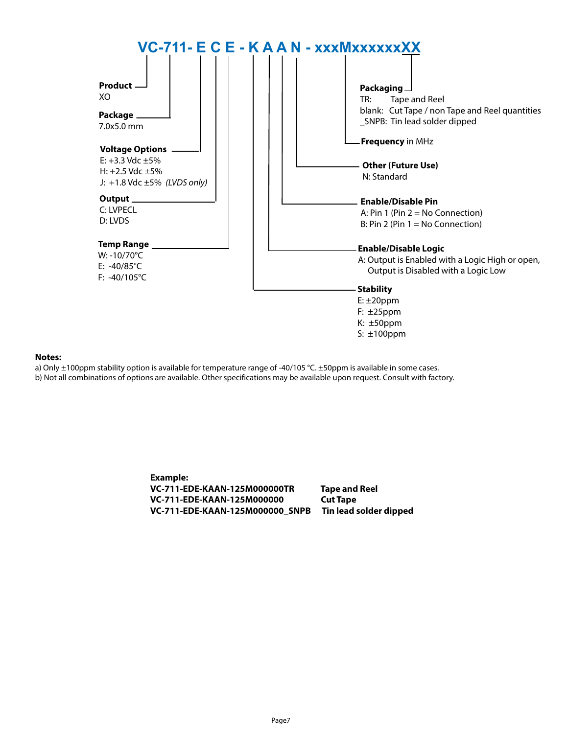**VC-711- E C E - K A A N - xxxMxxxxxxXX**

**Product**
XO

**Package**
7.0x5.0 mm

**Voltage Options**
E: +3.3 Vdc ±5%
H: +2.5 Vdc ±5%
J: +1.8 Vdc ±5% *(LVDS only)*

**Output**
C: LVPECL
D: LVDS

**Temp Range**
W: -10/70°C
E: -40/85°C
F: -40/105°C

**Stability**
E: ±20ppm
F: ±25ppm
K: ±50ppm
S: ±100ppm

**Enable/Disable Logic**
A: Output is Enabled with a Logic High or open,
Output is Disabled with a Logic Low

**Enable/Disable Pin**
A: Pin 1 (Pin 2 = No Connection)
B: Pin 2 (Pin 1 = No Connection)

**Other (Future Use)**
N: Standard

**Frequency** in MHz

**Packaging**
TR: Tape and Reel
blank: Cut Tape / non Tape and Reel quantities
_SNPB: Tin lead solder dipped

**Notes:**
a) Only ±100ppm stability option is available for temperature range of -40/105 °C. ±50ppm is available in some cases.
b) Not all combinations of options are available. Other specifications may be available upon request. Consult with factory.

**Example:**

| | |
|---|---|
| **VC-711-EDE-KAAN-125M000000TR** | **Tape and Reel** |
| **VC-711-EDE-KAAN-125M000000** | **Cut Tape** |
| **VC-711-EDE-KAAN-125M000000_SNPB** | **Tin lead solder dipped** |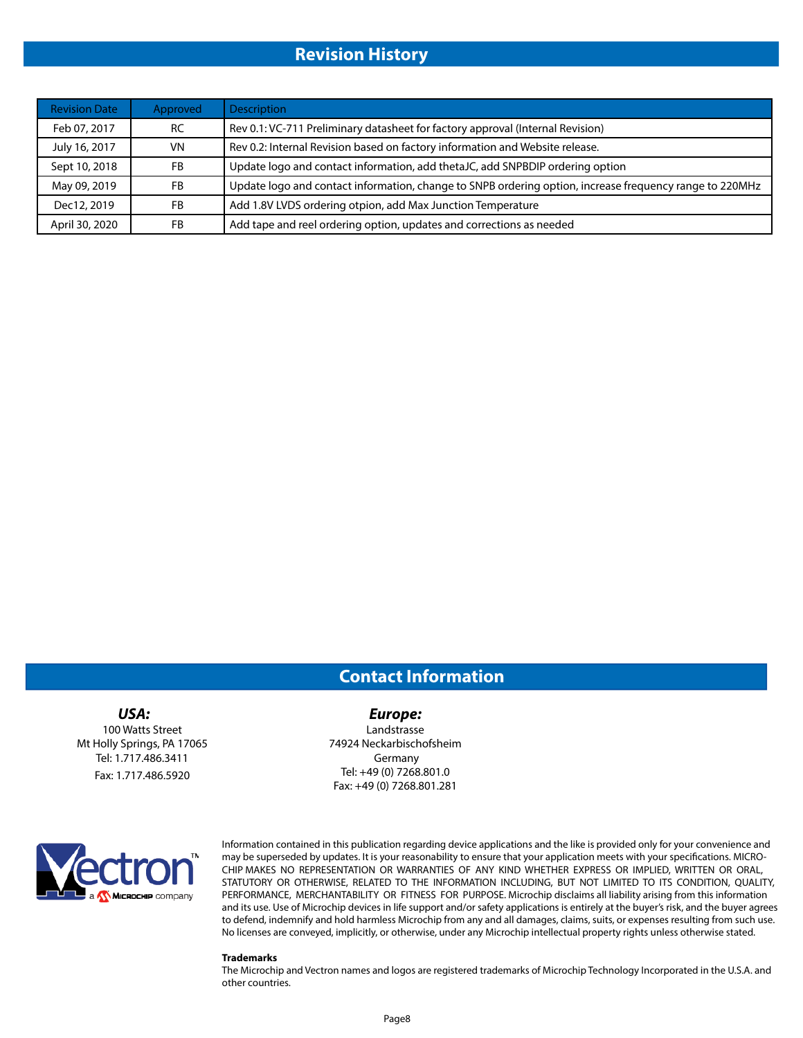## Revision History

| Revision Date | Approved | Description |
|---|---|---|
| Feb 07, 2017 | RC | Rev 0.1: VC-711 Preliminary datasheet for factory approval (Internal Revision) |
| July 16, 2017 | VN | Rev 0.2: Internal Revision based on factory information and Website release. |
| Sept 10, 2018 | FB | Update logo and contact information, add thetaJC, add SNPBDIP ordering option |
| May 09, 2019 | FB | Update logo and contact information, change to SNPB ordering option, increase frequency range to 220MHz |
| Dec12, 2019 | FB | Add 1.8V LVDS ordering otpion, add Max Junction Temperature |
| April 30, 2020 | FB | Add tape and reel ordering option, updates and corrections as needed |

## Contact Information

***USA:***

100 Watts Street
Mt Holly Springs, PA 17065
Tel: 1.717.486.3411
Fax: 1.717.486.5920

***Europe:***

Landstrasse
74924 Neckarbischofsheim
Germany
Tel: +49 (0) 7268.801.0
Fax: +49 (0) 7268.801.281

Information contained in this publication regarding device applications and the like is provided only for your convenience and may be superseded by updates. It is your reasonability to ensure that your application meets with your specifications. MICROCHIP MAKES NO REPRESENTATION OR WARRANTIES OF ANY KIND WHETHER EXPRESS OR IMPLIED, WRITTEN OR ORAL, STATUTORY OR OTHERWISE, RELATED TO THE INFORMATION INCLUDING, BUT NOT LIMITED TO ITS CONDITION, QUALITY, PERFORMANCE, MERCHANTABILITY OR FITNESS FOR PURPOSE. Microchip disclaims all liability arising from this information and its use. Use of Microchip devices in life support and/or safety applications is entirely at the buyer's risk, and the buyer agrees to defend, indemnify and hold harmless Microchip from any and all damages, claims, suits, or expenses resulting from such use. No licenses are conveyed, implicitly, or otherwise, under any Microchip intellectual property rights unless otherwise stated.

**Trademarks**

The Microchip and Vectron names and logos are registered trademarks of Microchip Technology Incorporated in the U.S.A. and other countries.